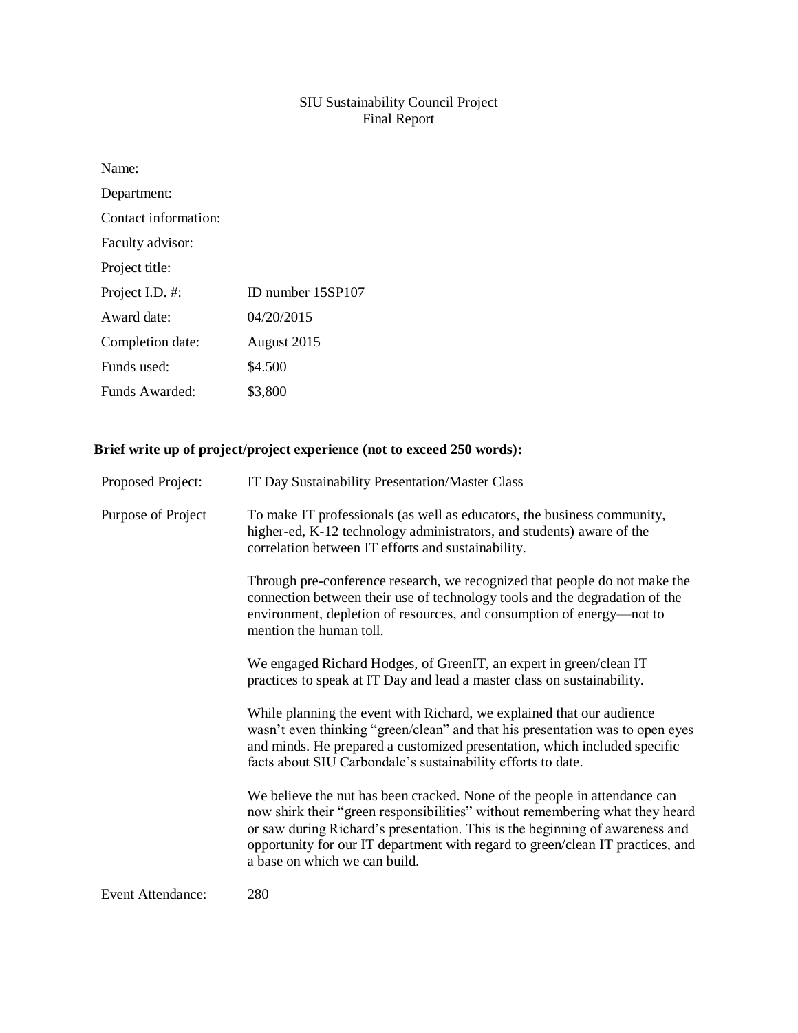# SIU Sustainability Council Project
## Final Report

| | |
|---|---|
| Name: | |
| Department: | |
| Contact information: | |
| Faculty advisor: | |
| Project title: | |
| Project I.D. #: | ID number 15SP107 |
| Award date: | 04/20/2015 |
| Completion date: | August 2015 |
| Funds used: | $4.500 |
| Funds Awarded: | $3,800 |

**Brief write up of project/project experience (not to exceed 250 words):**

**Proposed Project:** IT Day Sustainability Presentation/Master Class

**Purpose of Project:** To make IT professionals (as well as educators, the business community, higher-ed, K-12 technology administrators, and students) aware of the correlation between IT efforts and sustainability.

Through pre-conference research, we recognized that people do not make the connection between their use of technology tools and the degradation of the environment, depletion of resources, and consumption of energy—not to mention the human toll.

We engaged Richard Hodges, of GreenIT, an expert in green/clean IT practices to speak at IT Day and lead a master class on sustainability.

While planning the event with Richard, we explained that our audience wasn't even thinking "green/clean" and that his presentation was to open eyes and minds. He prepared a customized presentation, which included specific facts about SIU Carbondale's sustainability efforts to date.

We believe the nut has been cracked. None of the people in attendance can now shirk their "green responsibilities" without remembering what they heard or saw during Richard's presentation. This is the beginning of awareness and opportunity for our IT department with regard to green/clean IT practices, and a base on which we can build.

**Event Attendance:** 280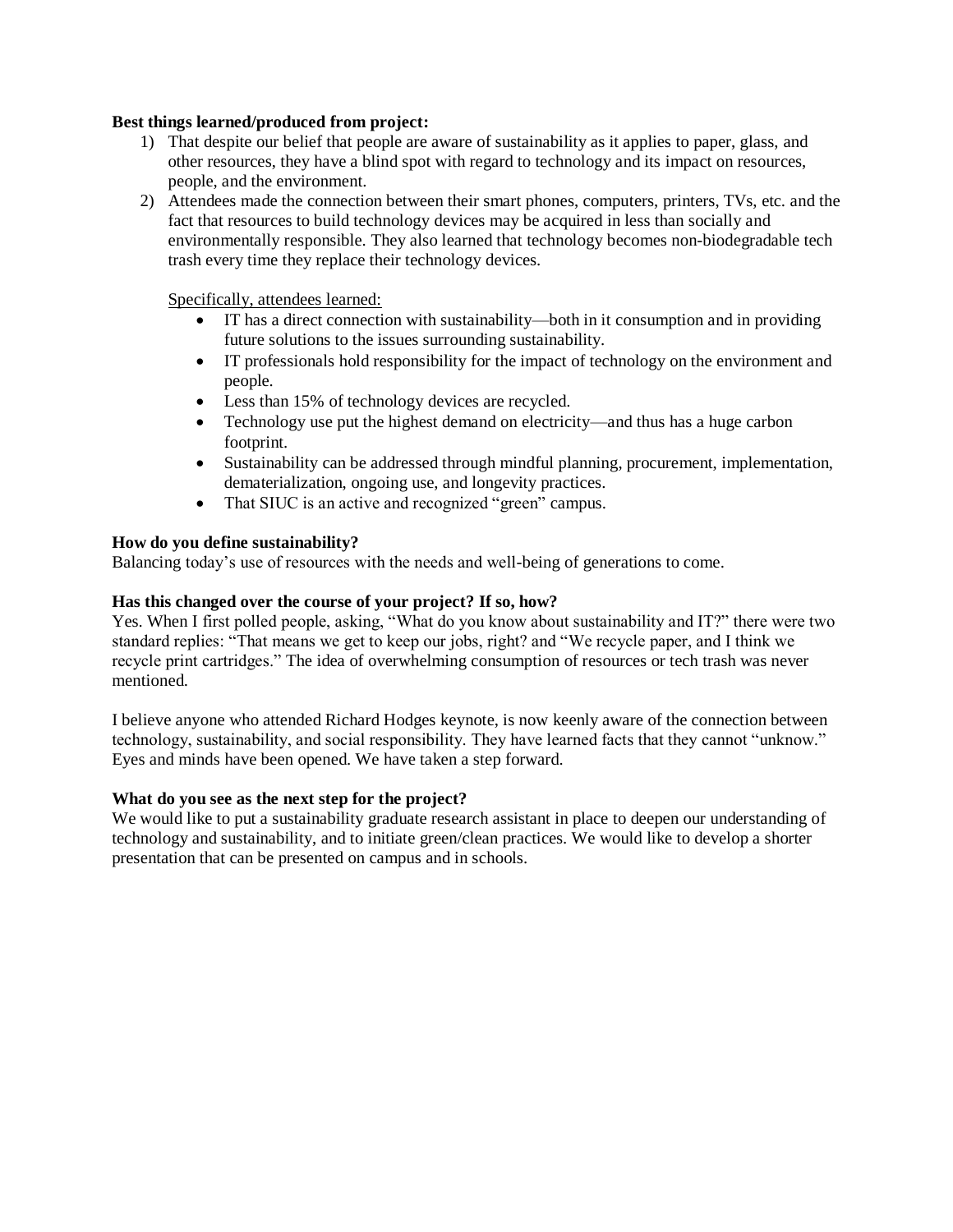**Best things learned/produced from project:**

1) That despite our belief that people are aware of sustainability as it applies to paper, glass, and other resources, they have a blind spot with regard to technology and its impact on resources, people, and the environment.
2) Attendees made the connection between their smart phones, computers, printers, TVs, etc. and the fact that resources to build technology devices may be acquired in less than socially and environmentally responsible. They also learned that technology becomes non-biodegradable tech trash every time they replace their technology devices.

   Specifically, attendees learned:

   - IT has a direct connection with sustainability—both in it consumption and in providing future solutions to the issues surrounding sustainability.
   - IT professionals hold responsibility for the impact of technology on the environment and people.
   - Less than 15% of technology devices are recycled.
   - Technology use put the highest demand on electricity—and thus has a huge carbon footprint.
   - Sustainability can be addressed through mindful planning, procurement, implementation, dematerialization, ongoing use, and longevity practices.
   - That SIUC is an active and recognized "green" campus.

**How do you define sustainability?**

Balancing today's use of resources with the needs and well-being of generations to come.

**Has this changed over the course of your project? If so, how?**

Yes. When I first polled people, asking, "What do you know about sustainability and IT?" there were two standard replies: "That means we get to keep our jobs, right? and "We recycle paper, and I think we recycle print cartridges." The idea of overwhelming consumption of resources or tech trash was never mentioned.

I believe anyone who attended Richard Hodges keynote, is now keenly aware of the connection between technology, sustainability, and social responsibility. They have learned facts that they cannot "unknow." Eyes and minds have been opened. We have taken a step forward.

**What do you see as the next step for the project?**

We would like to put a sustainability graduate research assistant in place to deepen our understanding of technology and sustainability, and to initiate green/clean practices. We would like to develop a shorter presentation that can be presented on campus and in schools.